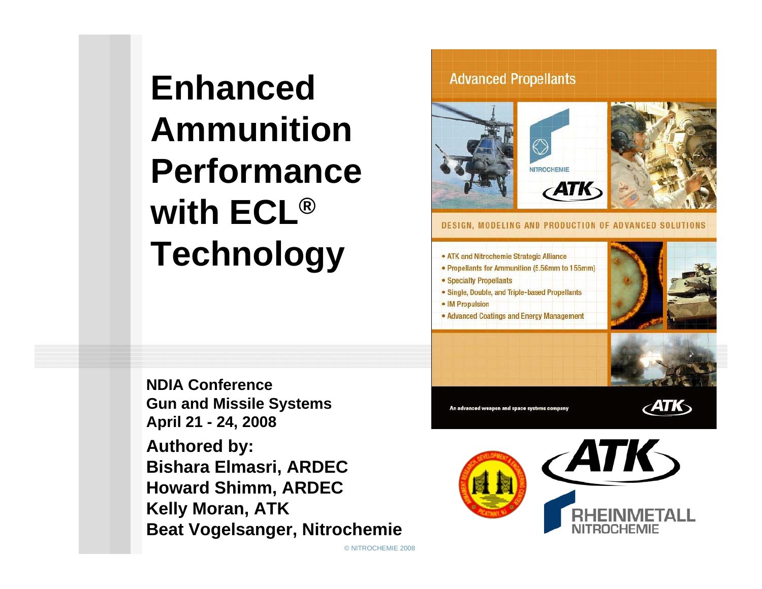# Enhanced Ammunition Performance with ECL® Technology

**NDIA Conference**
**Gun and Missile Systems**
**April 21 - 24, 2008**

**Authored by:**
**Bishara Elmasri, ARDEC**
**Howard Shimm, ARDEC**
**Kelly Moran, ATK**
**Beat Vogelsanger, Nitrochemie**

Advanced Propellants

DESIGN, MODELING AND PRODUCTION OF ADVANCED SOLUTIONS

- ATK and Nitrochemie Strategic Alliance
- Propellants for Ammunition (5.56mm to 155mm)
- Specialty Propellants
- Single, Double, and Triple-based Propellants
- IM Propulsion
- Advanced Coatings and Energy Management

An advanced weapon and space systems company

© NITROCHEMIE 2008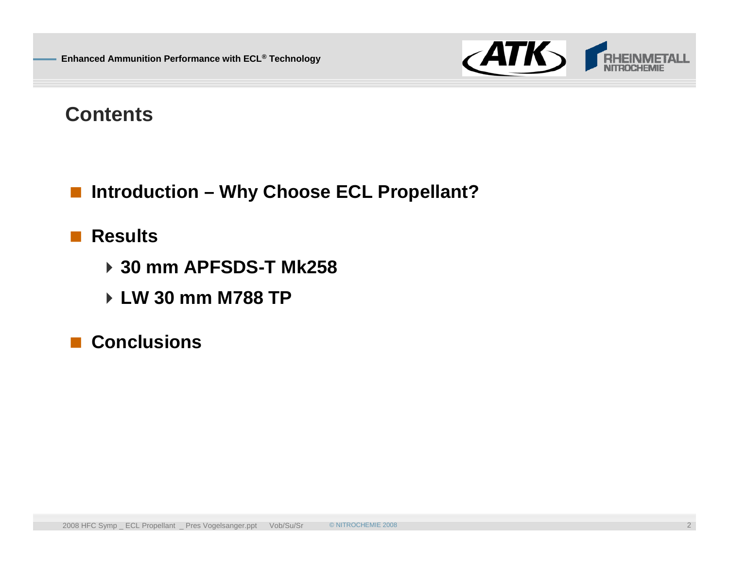## Contents

- **Introduction – Why Choose ECL Propellant?**
- **Results**
  - **30 mm APFSDS-T Mk258**
  - **LW 30 mm M788 TP**
- **Conclusions**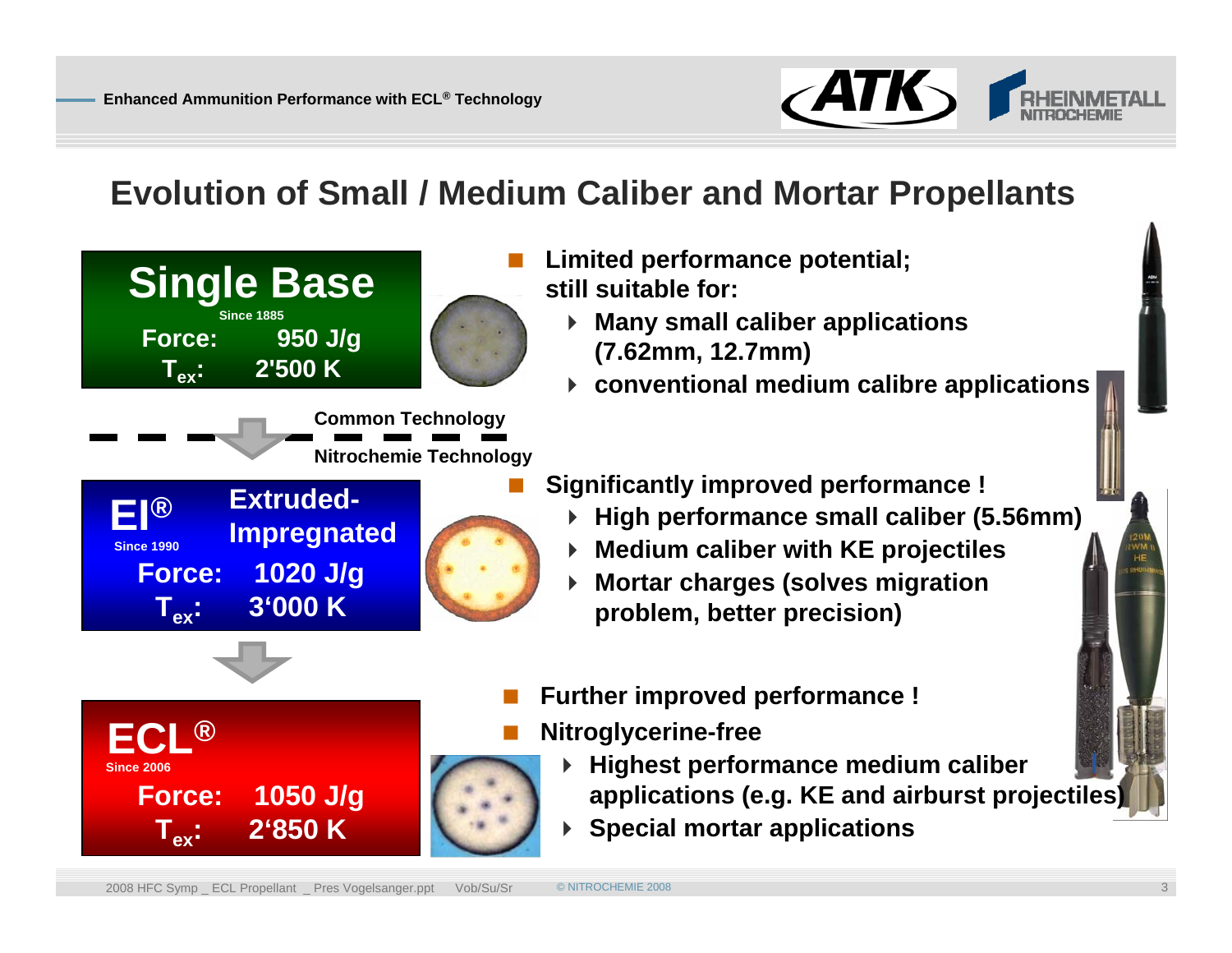# Evolution of Small / Medium Caliber and Mortar Propellants

**Single Base**
Since 1885
**Force: 950 J/g**
**$T_{ex}$: 2'500 K**

- **Limited performance potential; still suitable for:**
  - **Many small caliber applications (7.62mm, 12.7mm)**
  - **conventional medium calibre applications**

**Common Technology**

**Nitrochemie Technology**

**EI®** Since 1990
**Extruded-Impregnated**
**Force: 1020 J/g**
**$T_{ex}$: 3'000 K**

- **Significantly improved performance !**
  - **High performance small caliber (5.56mm)**
  - **Medium caliber with KE projectiles**
  - **Mortar charges (solves migration problem, better precision)**

**ECL®**
Since 2006
**Force: 1050 J/g**
**$T_{ex}$: 2'850 K**

- **Further improved performance !**
- **Nitroglycerine-free**
  - **Highest performance medium caliber applications (e.g. KE and airburst projectiles)**
  - **Special mortar applications**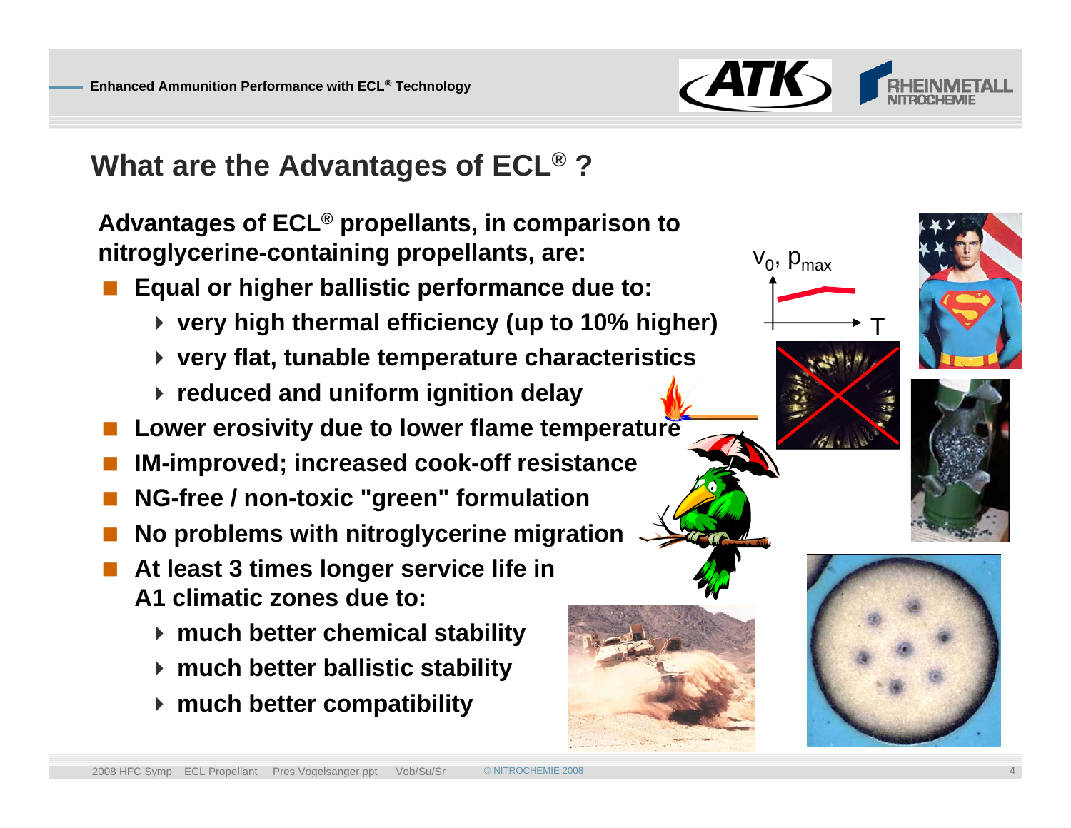## What are the Advantages of ECL® ?

**Advantages of ECL® propellants, in comparison to nitroglycerine-containing propellants, are:**

- **Equal or higher ballistic performance due to:**
  - **very high thermal efficiency (up to 10% higher)**
  - **very flat, tunable temperature characteristics**
  - **reduced and uniform ignition delay**
- **Lower erosivity due to lower flame temperature**
- **IM-improved; increased cook-off resistance**
- **NG-free / non-toxic "green" formulation**
- **No problems with nitroglycerine migration**
- **At least 3 times longer service life in A1 climatic zones due to:**
  - **much better chemical stability**
  - **much better ballistic stability**
  - **much better compatibility**

$v_0$, $p_{max}$

T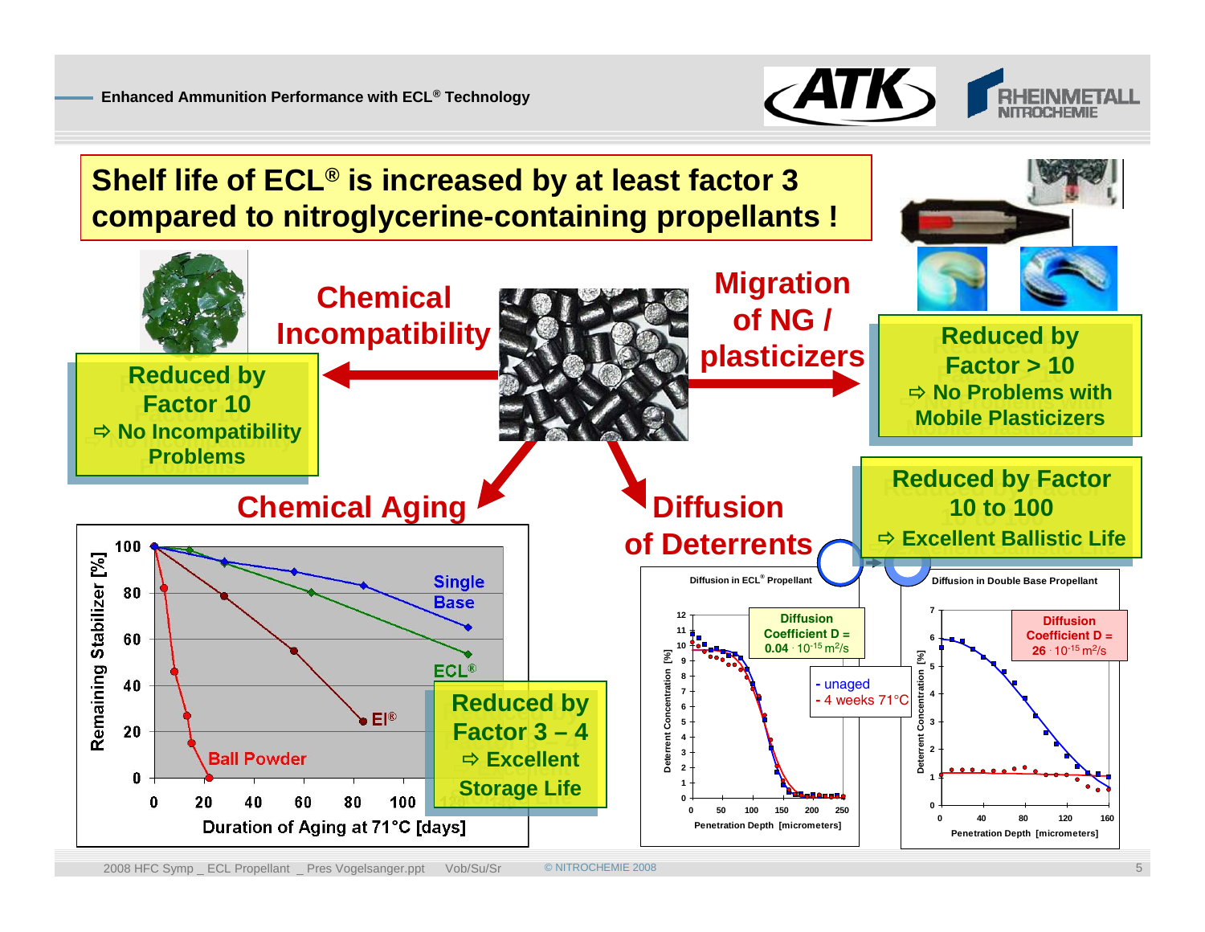# Shelf life of ECL® is increased by at least factor 3 compared to nitroglycerine-containing propellants !

## Chemical Incompatibility

**Reduced by Factor 10**
⇨ No Incompatibility Problems

## Migration of NG / plasticizers

**Reduced by Factor > 10**
⇨ No Problems with Mobile Plasticizers

## Chemical Aging

Remaining Stabilizer [%] vs. Duration of Aging at 71°C [days]: Single Base, ECL®, EI®, Ball Powder

**Reduced by Factor 3 – 4**
⇨ Excellent Storage Life

## Diffusion of Deterrents

**Reduced by Factor 10 to 100**
⇨ Excellent Ballistic Life

Diffusion in ECL® Propellant: Diffusion Coefficient D = **0.04** · $10^{-15}$ $m^2/s$
- unaged
- 4 weeks 71°C

Deterrent Concentration [%] vs. Penetration Depth [micrometers]

Diffusion in Double Base Propellant: Diffusion Coefficient D = **26** · $10^{-15}$ $m^2/s$

Deterrent Concentration [%] vs. Penetration Depth [micrometers]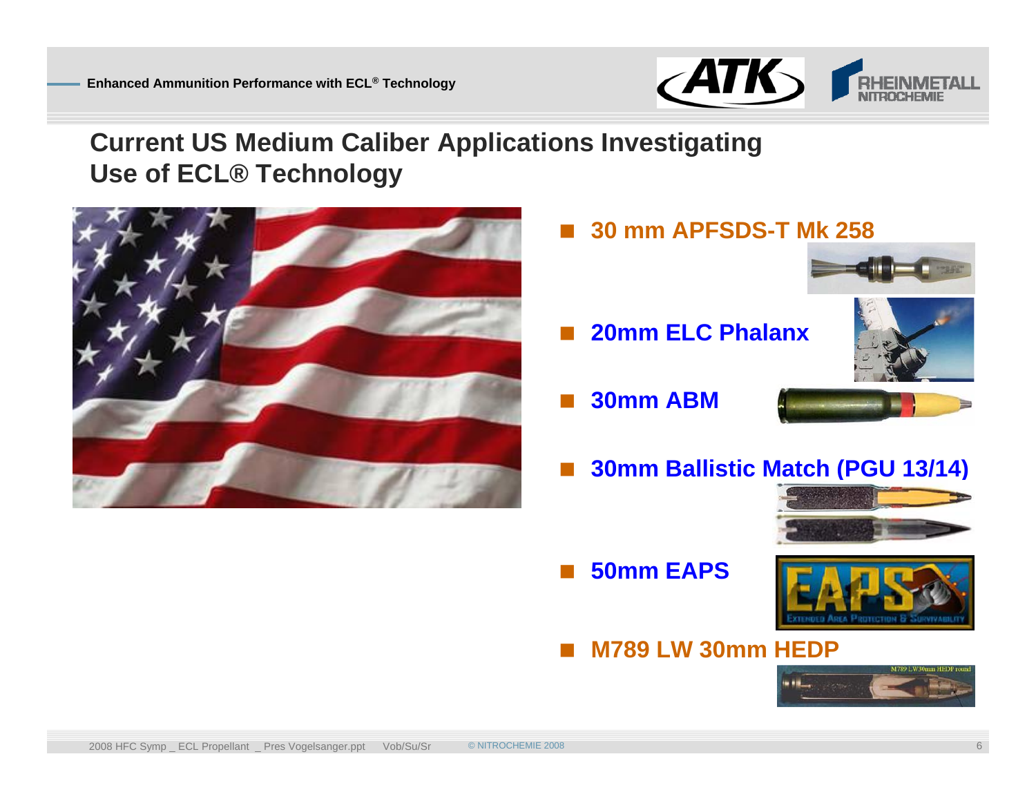## Current US Medium Caliber Applications Investigating Use of ECL® Technology

- **30 mm APFSDS-T Mk 258**
- **20mm ELC Phalanx**
- **30mm ABM**
- **30mm Ballistic Match (PGU 13/14)**
- **50mm EAPS**
- **M789 LW 30mm HEDP**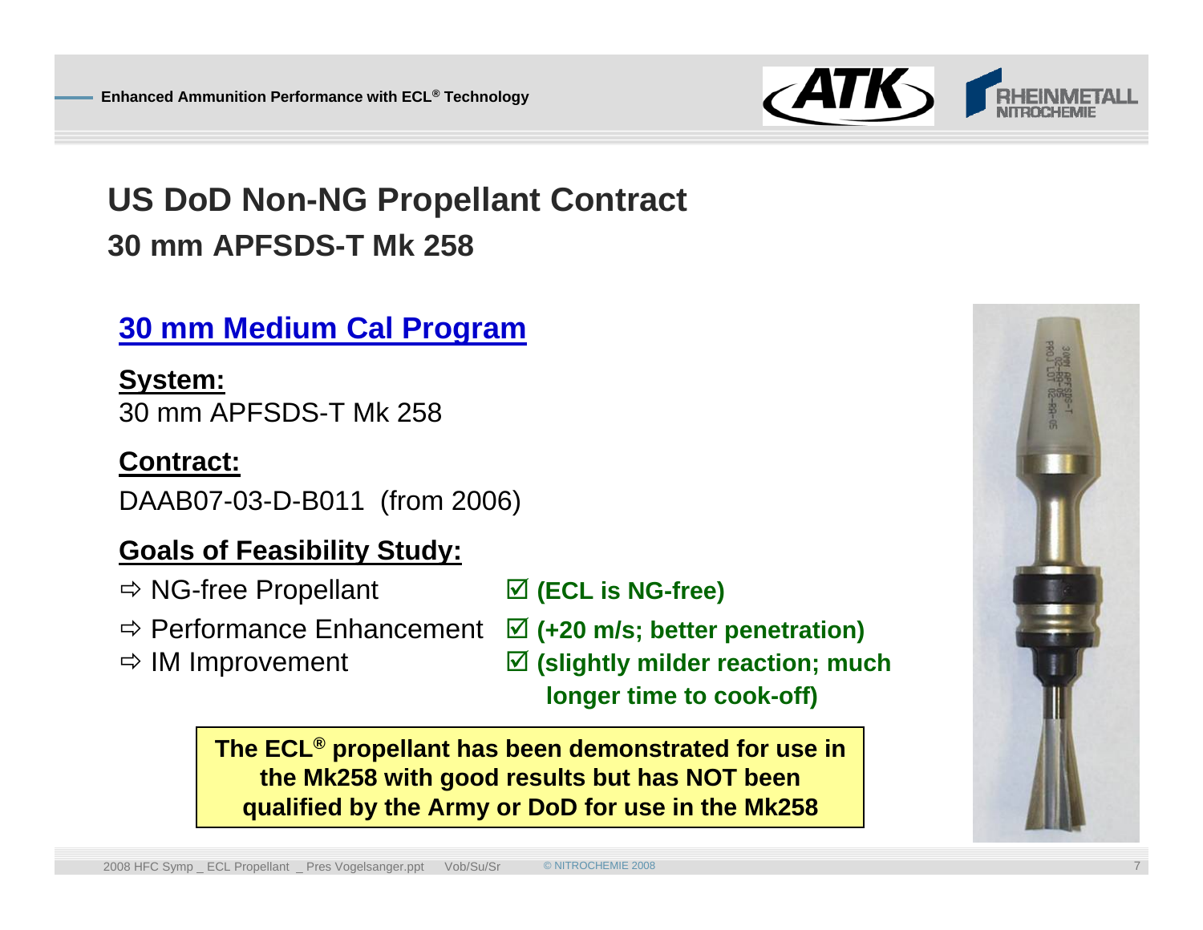# US DoD Non-NG Propellant Contract

## 30 mm APFSDS-T Mk 258

### 30 mm Medium Cal Program

**System:**

30 mm APFSDS-T Mk 258

**Contract:**

DAAB07-03-D-B011 (from 2006)

**Goals of Feasibility Study:**

- ⇨ NG-free Propellant ☑ **(ECL is NG-free)**
- ⇨ Performance Enhancement ☑ **(+20 m/s; better penetration)**
- ⇨ IM Improvement ☑ **(slightly milder reaction; much longer time to cook-off)**

**The ECL® propellant has been demonstrated for use in the Mk258 with good results but has NOT been qualified by the Army or DoD for use in the Mk258**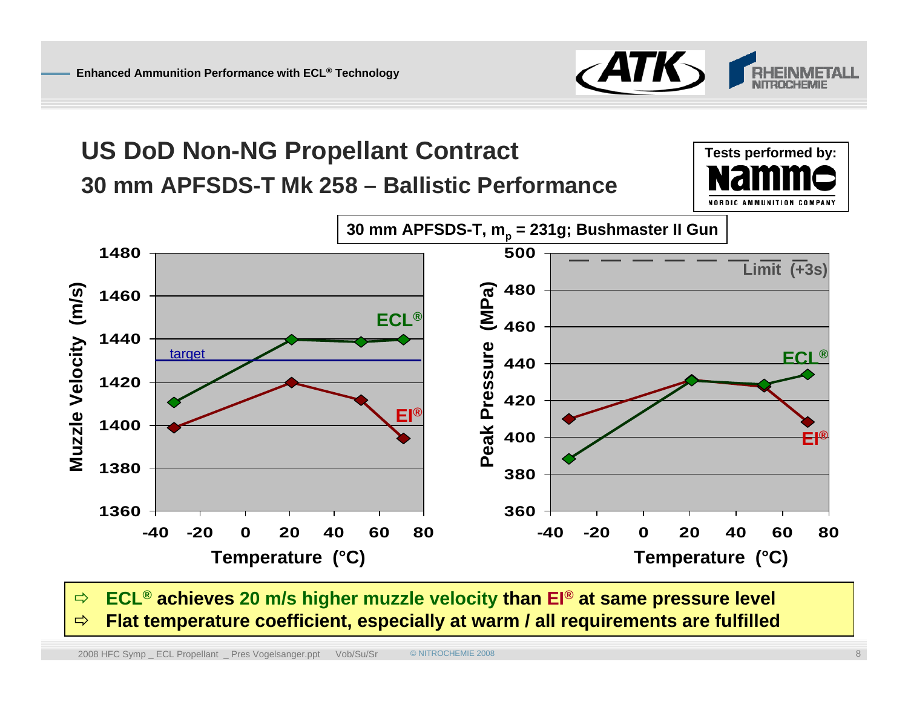# US DoD Non-NG Propellant Contract

## 30 mm APFSDS-T Mk 258 – Ballistic Performance

Tests performed by: Nammo – NORDIC AMMUNITION COMPANY

30 mm APFSDS-T, $m_p$ = 231g; Bushmaster II Gun

- ⇨ **ECL® achieves 20 m/s higher muzzle velocity than EI® at same pressure level**
- ⇨ **Flat temperature coefficient, especially at warm / all requirements are fulfilled**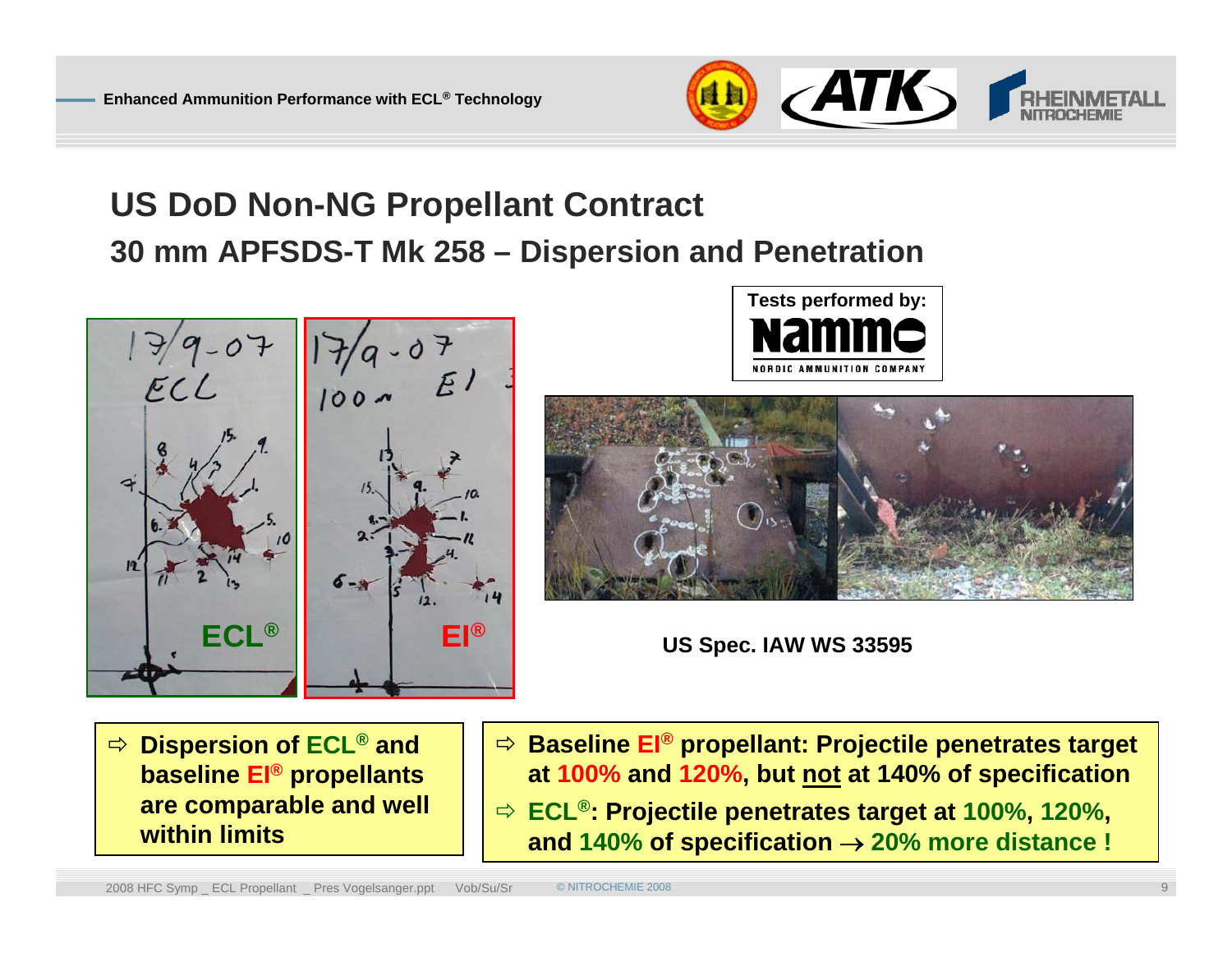# US DoD Non-NG Propellant Contract

## 30 mm APFSDS-T Mk 258 – Dispersion and Penetration

ECL®

EI®

Tests performed by: Nammo NORDIC AMMUNITION COMPANY

US Spec. IAW WS 33595

- ⇨ Dispersion of **ECL®** and baseline **EI®** propellants are comparable and well within limits

- ⇨ Baseline **EI®** propellant: Projectile penetrates target at **100%** and **120%**, but not at 140% of specification
- ⇨ **ECL®**: Projectile penetrates target at **100%**, **120%**, and **140%** of specification → **20% more distance !**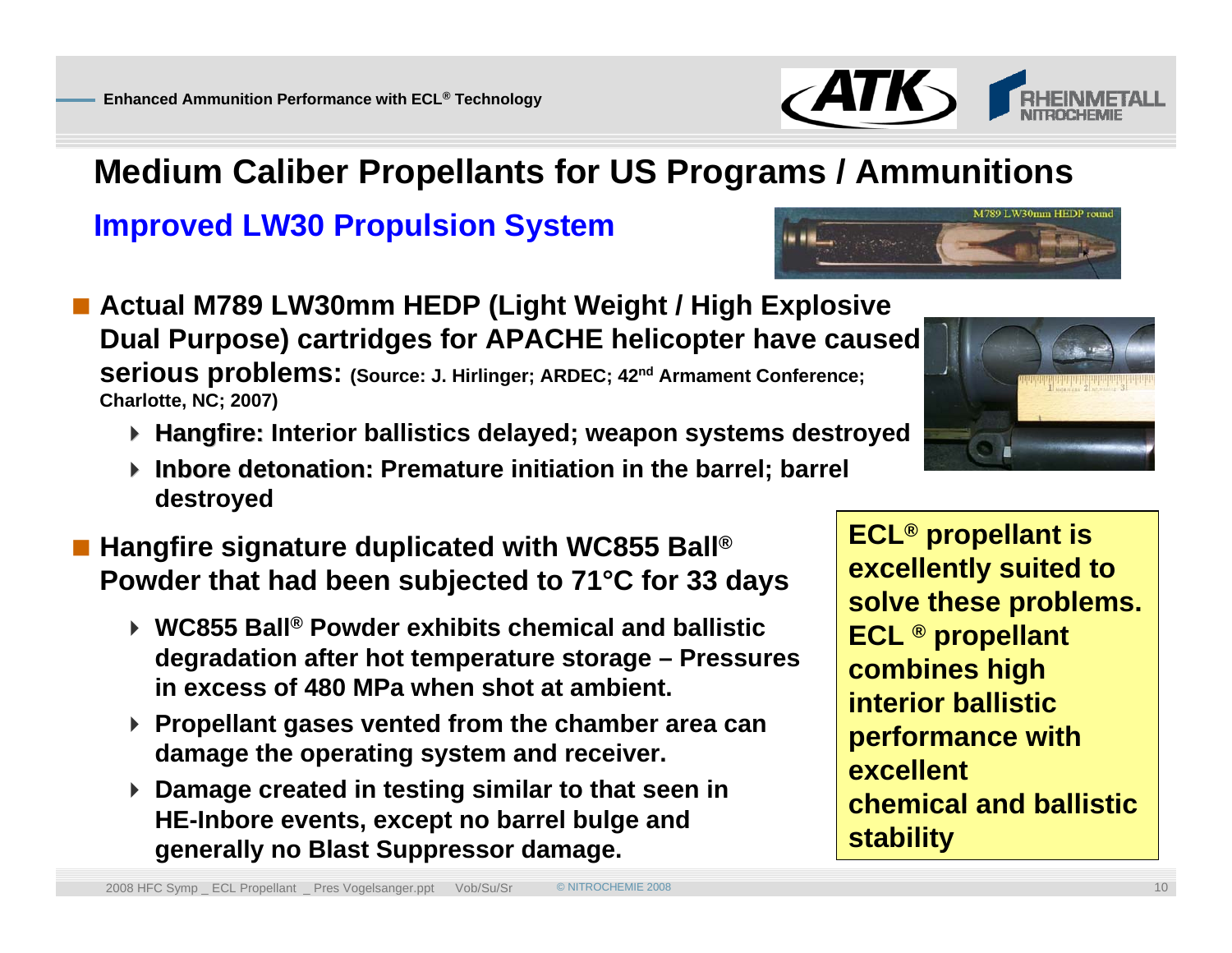# Medium Caliber Propellants for US Programs / Ammunitions

## Improved LW30 Propulsion System

- **Actual M789 LW30mm HEDP (Light Weight / High Explosive Dual Purpose) cartridges for APACHE helicopter have caused serious problems:** **(Source: J. Hirlinger; ARDEC; 42nd Armament Conference; Charlotte, NC; 2007)**
  - **Hangfire: Interior ballistics delayed; weapon systems destroyed**
  - **Inbore detonation: Premature initiation in the barrel; barrel destroyed**
- **Hangfire signature duplicated with WC855 Ball® Powder that had been subjected to 71°C for 33 days**
  - **WC855 Ball® Powder exhibits chemical and ballistic degradation after hot temperature storage – Pressures in excess of 480 MPa when shot at ambient.**
  - **Propellant gases vented from the chamber area can damage the operating system and receiver.**
  - **Damage created in testing similar to that seen in HE-Inbore events, except no barrel bulge and generally no Blast Suppressor damage.**

**ECL® propellant is excellently suited to solve these problems. ECL ® propellant combines high interior ballistic performance with excellent chemical and ballistic stability**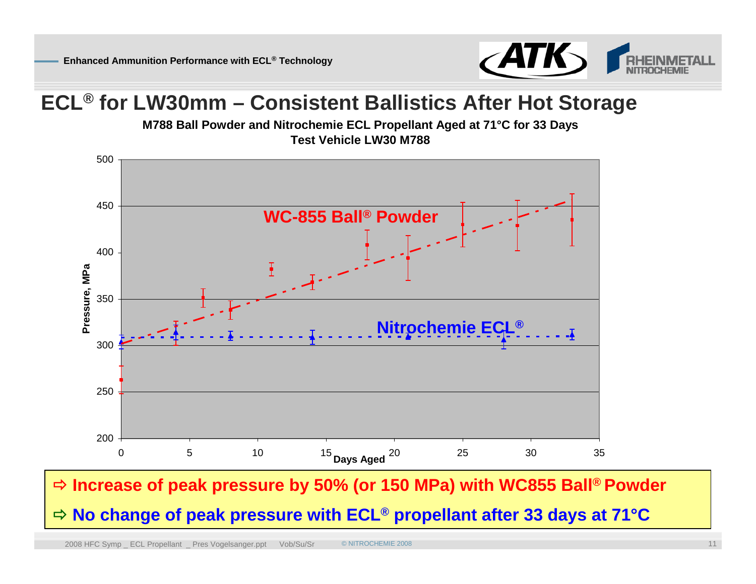# ECL® for LW30mm – Consistent Ballistics After Hot Storage

**M788 Ball Powder and Nitrochemie ECL Propellant Aged at 71°C for 33 Days**
**Test Vehicle LW30 M788**

⇨ **Increase of peak pressure by 50% (or 150 MPa) with WC855 Ball® Powder**

⇨ **No change of peak pressure with ECL® propellant after 33 days at 71°C**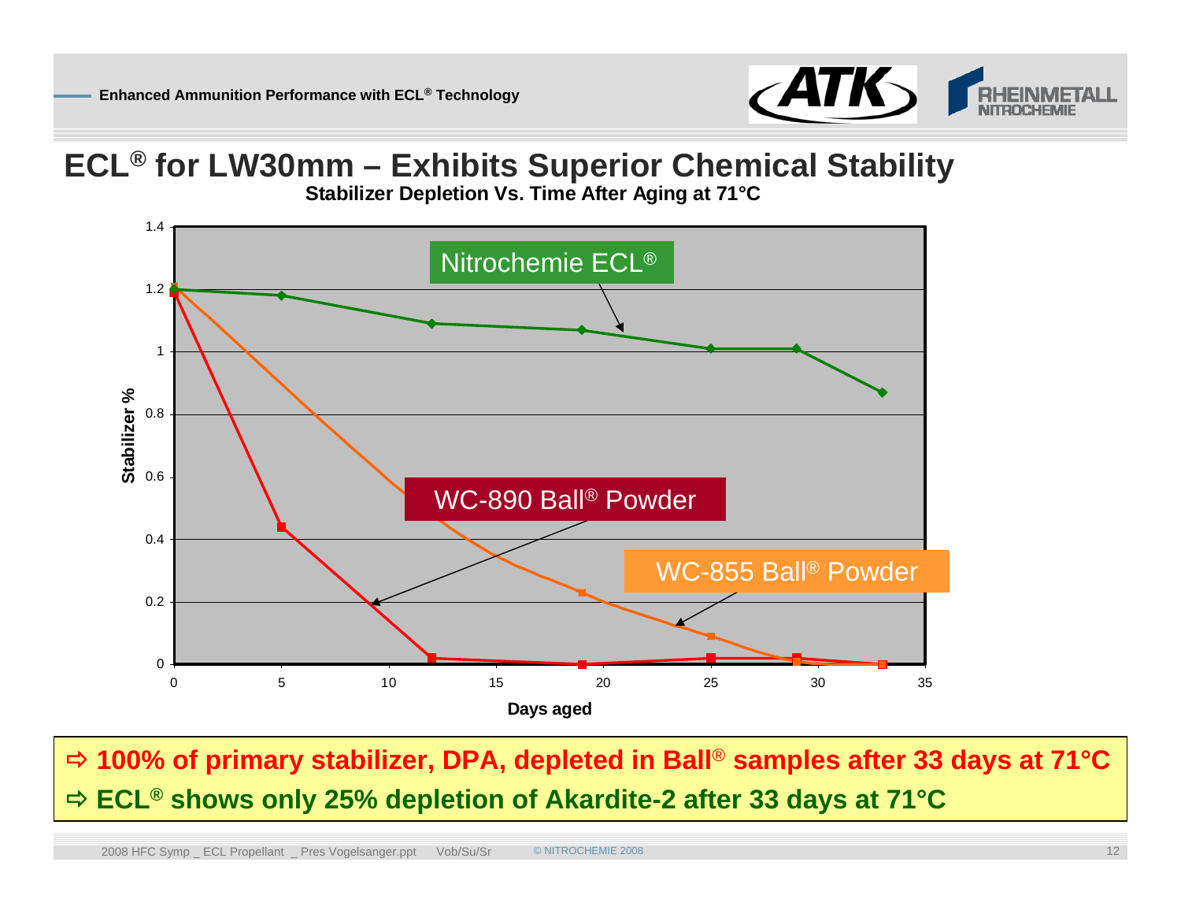# ECL® for LW30mm – Exhibits Superior Chemical Stability

**Stabilizer Depletion Vs. Time After Aging at 71°C**

⇨ **100% of primary stabilizer, DPA, depleted in Ball® samples after 33 days at 71°C**

⇨ **ECL® shows only 25% depletion of Akardite-2 after 33 days at 71°C**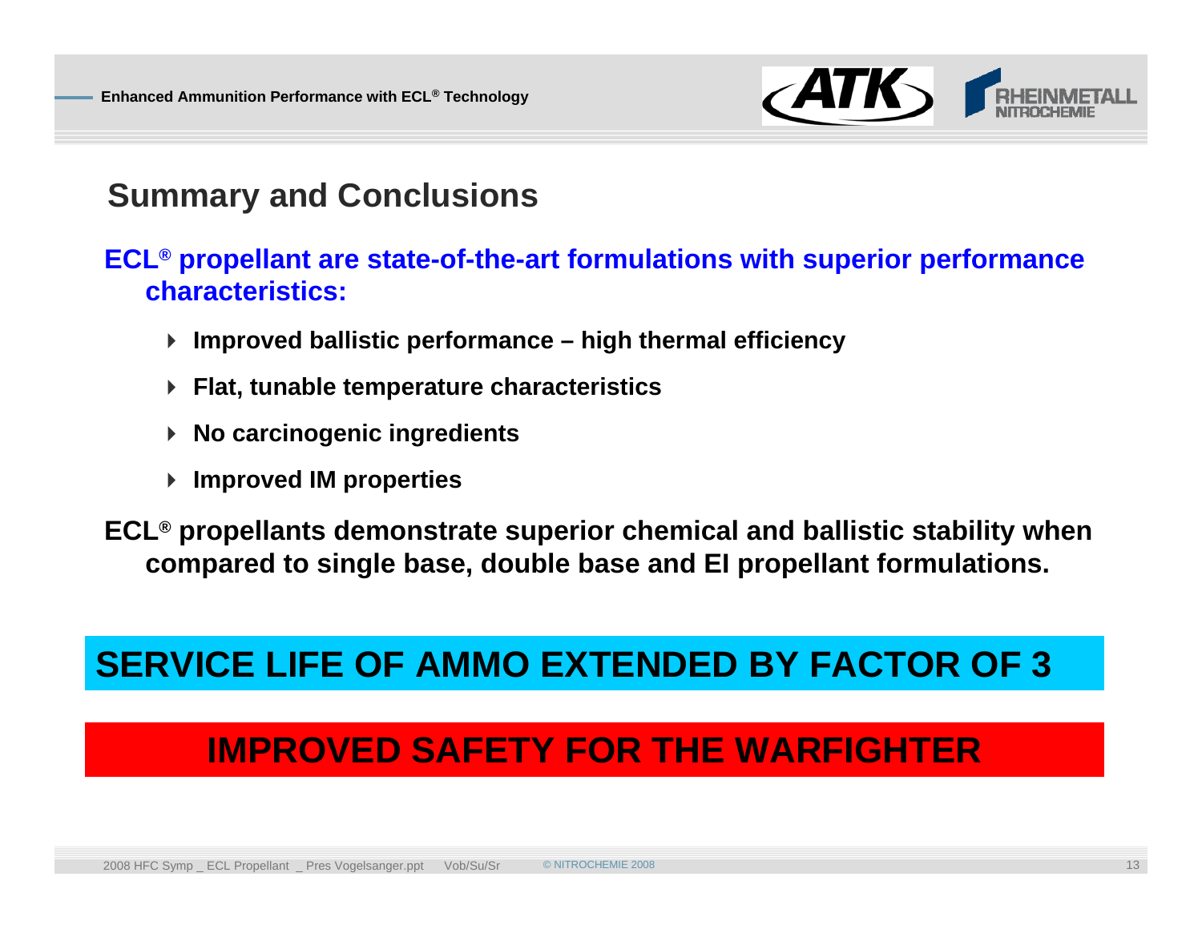## Summary and Conclusions

**ECL® propellant are state-of-the-art formulations with superior performance characteristics:**

- **Improved ballistic performance – high thermal efficiency**
- **Flat, tunable temperature characteristics**
- **No carcinogenic ingredients**
- **Improved IM properties**

**ECL® propellants demonstrate superior chemical and ballistic stability when compared to single base, double base and EI propellant formulations.**

**SERVICE LIFE OF AMMO EXTENDED BY FACTOR OF 3**

**IMPROVED SAFETY FOR THE WARFIGHTER**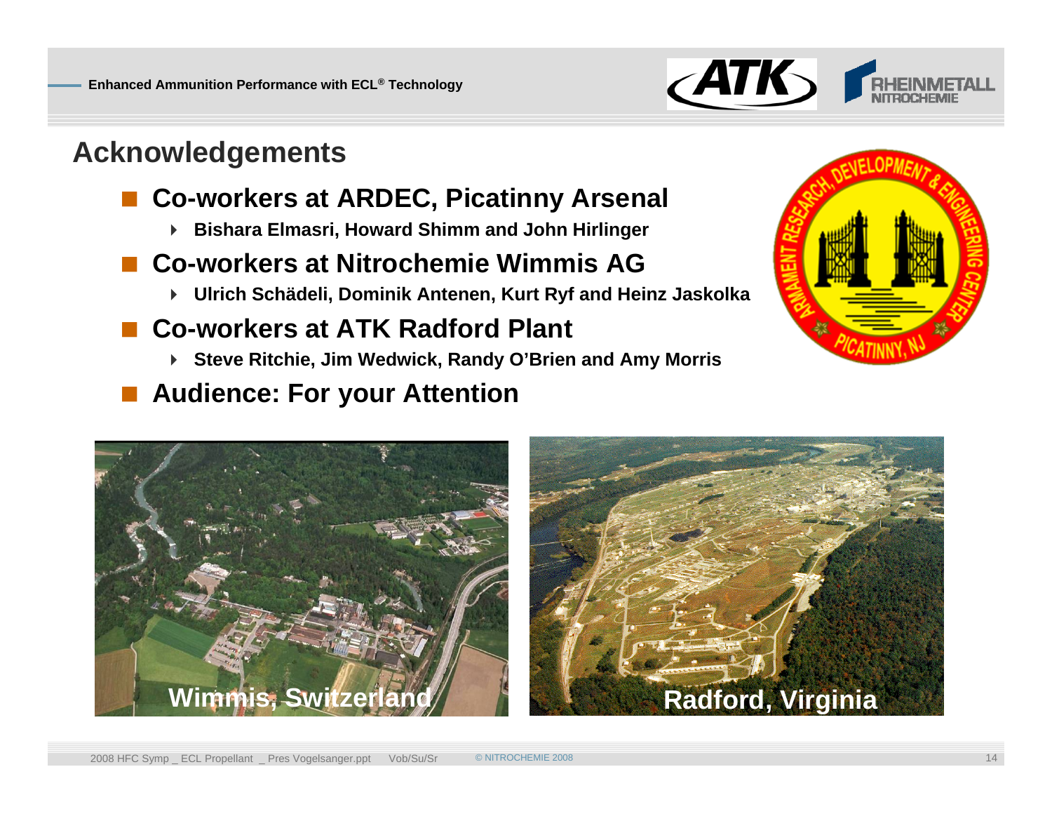## Acknowledgements

- **Co-workers at ARDEC, Picatinny Arsenal**
  - **Bishara Elmasri, Howard Shimm and John Hirlinger**
- **Co-workers at Nitrochemie Wimmis AG**
  - **Ulrich Schädeli, Dominik Antenen, Kurt Ryf and Heinz Jaskolka**
- **Co-workers at ATK Radford Plant**
  - **Steve Ritchie, Jim Wedwick, Randy O'Brien and Amy Morris**
- **Audience: For your Attention**

Wimmis, Switzerland

Radford, Virginia